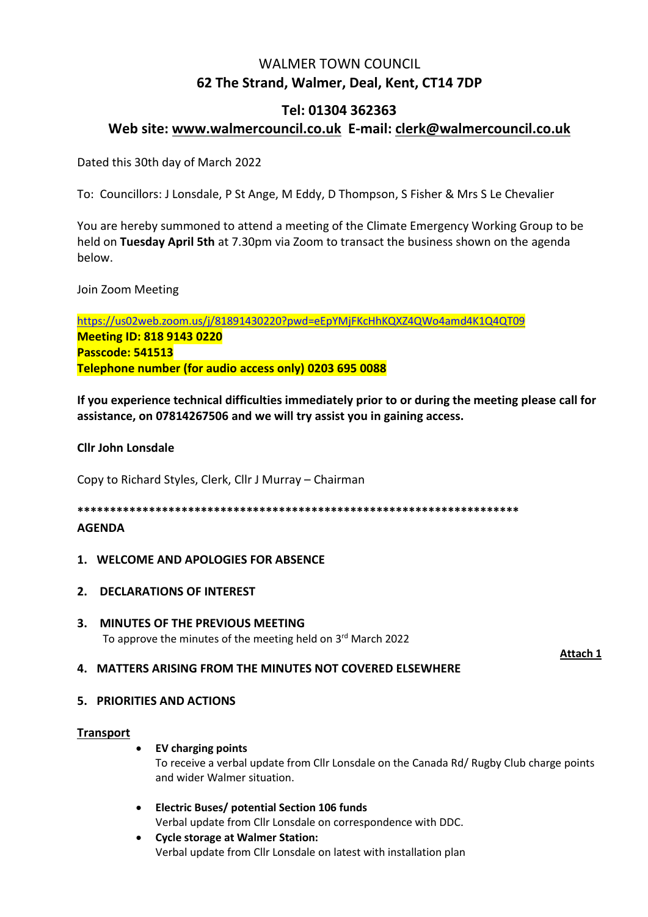# WALMER TOWN COUNCIL

## 62 The Strand, Walmer, Deal, Kent, CT14 7DP

## Tel: 01304 362363

## Web site: www.walmercouncil.co.uk E-mail: clerk@walmercouncil.co.uk

Dated this 30th day of March 2022

To: Councillors: J Lonsdale, P St Ange, M Eddy, D Thompson, S Fisher & Mrs S Le Chevalier

You are hereby summoned to attend a meeting of the Climate Emergency Working Group to be held on **Tuesday April 5th** at 7.30pm via Zoom to transact the business shown on the agenda below.

Join Zoom Meeting

https://us02web.zoom.us/j/81891430220?pwd=eEpYMjFKcHhKQXZ4QWo4amd4K1Q4QT09
**Meeting ID: 818 9143 0220**
**Passcode: 541513**
**Telephone number (for audio access only) 0203 695 0088**

**If you experience technical difficulties immediately prior to or during the meeting please call for assistance, on 07814267506 and we will try assist you in gaining access.**

**Cllr John Lonsdale**

Copy to Richard Styles, Clerk, Cllr J Murray – Chairman

**********************************************************************

**AGENDA**

**1. WELCOME AND APOLOGIES FOR ABSENCE**

**2. DECLARATIONS OF INTEREST**

**3. MINUTES OF THE PREVIOUS MEETING**
To approve the minutes of the meeting held on 3rd March 2022

**Attach 1**

**4. MATTERS ARISING FROM THE MINUTES NOT COVERED ELSEWHERE**

**5. PRIORITIES AND ACTIONS**

**Transport**

- **EV charging points**
  To receive a verbal update from Cllr Lonsdale on the Canada Rd/ Rugby Club charge points and wider Walmer situation.
- **Electric Buses/ potential Section 106 funds**
  Verbal update from Cllr Lonsdale on correspondence with DDC.
- **Cycle storage at Walmer Station:**
  Verbal update from Cllr Lonsdale on latest with installation plan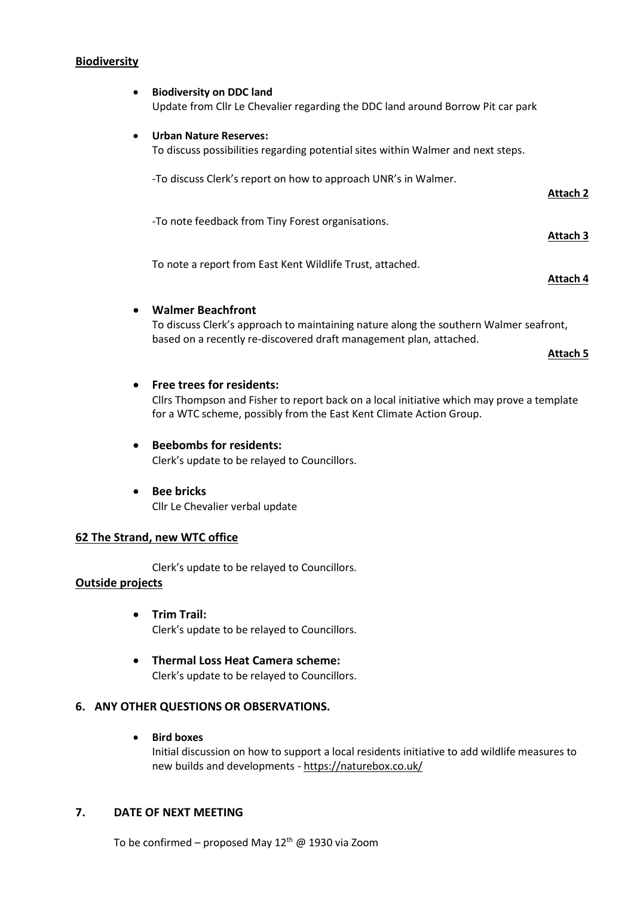**Biodiversity**

- **Biodiversity on DDC land**
  Update from Cllr Le Chevalier regarding the DDC land around Borrow Pit car park

- **Urban Nature Reserves:**
  To discuss possibilities regarding potential sites within Walmer and next steps.

  -To discuss Clerk's report on how to approach UNR's in Walmer.

  **Attach 2**

  -To note feedback from Tiny Forest organisations.

  **Attach 3**

  To note a report from East Kent Wildlife Trust, attached.

  **Attach 4**

- **Walmer Beachfront**
  To discuss Clerk's approach to maintaining nature along the southern Walmer seafront, based on a recently re-discovered draft management plan, attached.

  **Attach 5**

- **Free trees for residents:**
  Cllrs Thompson and Fisher to report back on a local initiative which may prove a template for a WTC scheme, possibly from the East Kent Climate Action Group.

- **Beebombs for residents:**
  Clerk's update to be relayed to Councillors.

- **Bee bricks**
  Cllr Le Chevalier verbal update

**62 The Strand, new WTC office**

Clerk's update to be relayed to Councillors.

**Outside projects**

- **Trim Trail:**
  Clerk's update to be relayed to Councillors.

- **Thermal Loss Heat Camera scheme:**
  Clerk's update to be relayed to Councillors.

## 6. ANY OTHER QUESTIONS OR OBSERVATIONS.

- **Bird boxes**
  Initial discussion on how to support a local residents initiative to add wildlife measures to new builds and developments - https://naturebox.co.uk/

## 7. DATE OF NEXT MEETING

To be confirmed – proposed May 12th @ 1930 via Zoom